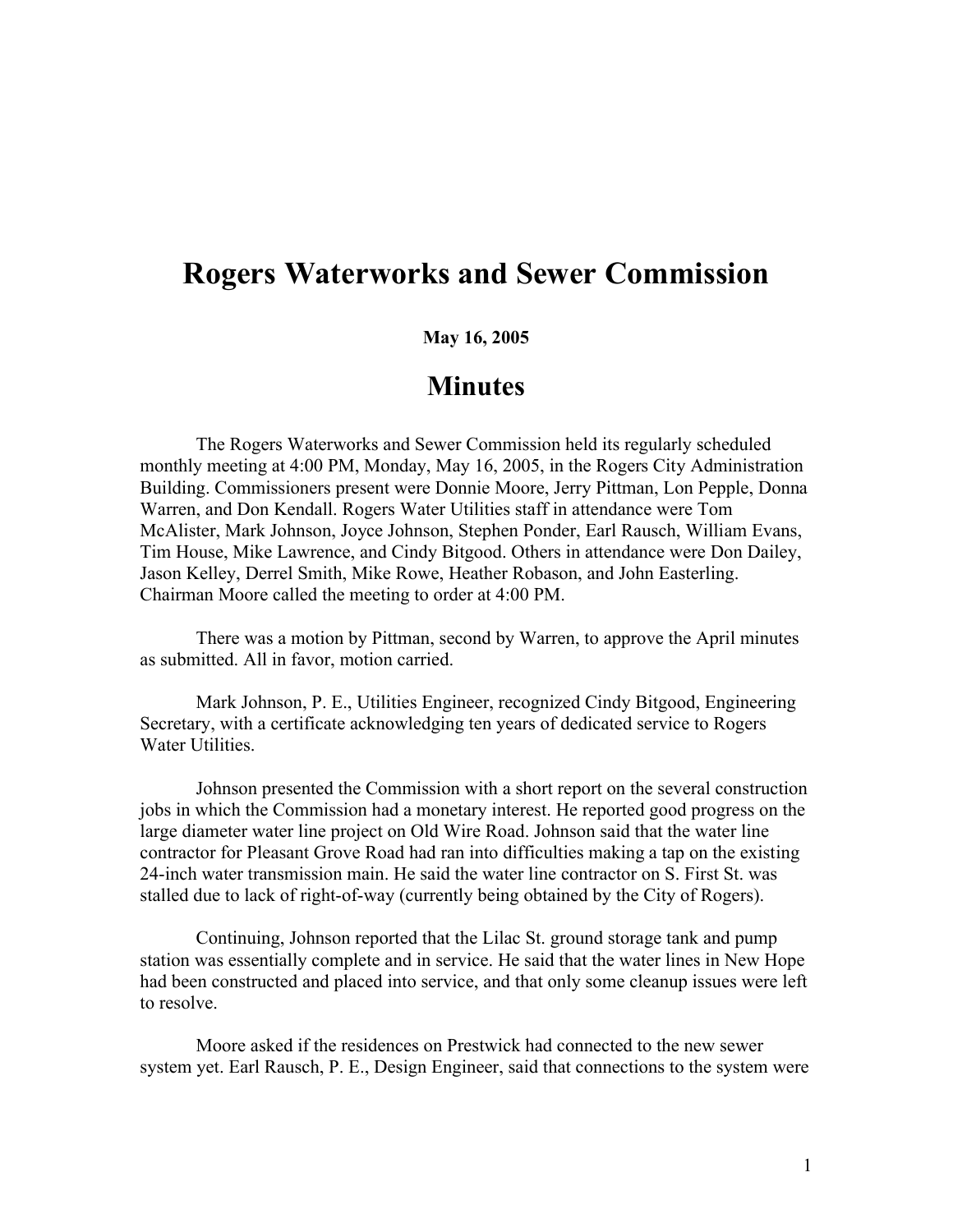# Rogers Waterworks and Sewer Commission

**May 16, 2005**

# Minutes

The Rogers Waterworks and Sewer Commission held its regularly scheduled monthly meeting at 4:00 PM, Monday, May 16, 2005, in the Rogers City Administration Building. Commissioners present were Donnie Moore, Jerry Pittman, Lon Pepple, Donna Warren, and Don Kendall. Rogers Water Utilities staff in attendance were Tom McAlister, Mark Johnson, Joyce Johnson, Stephen Ponder, Earl Rausch, William Evans, Tim House, Mike Lawrence, and Cindy Bitgood. Others in attendance were Don Dailey, Jason Kelley, Derrel Smith, Mike Rowe, Heather Robason, and John Easterling. Chairman Moore called the meeting to order at 4:00 PM.

There was a motion by Pittman, second by Warren, to approve the April minutes as submitted. All in favor, motion carried.

Mark Johnson, P. E., Utilities Engineer, recognized Cindy Bitgood, Engineering Secretary, with a certificate acknowledging ten years of dedicated service to Rogers Water Utilities.

Johnson presented the Commission with a short report on the several construction jobs in which the Commission had a monetary interest. He reported good progress on the large diameter water line project on Old Wire Road. Johnson said that the water line contractor for Pleasant Grove Road had ran into difficulties making a tap on the existing 24-inch water transmission main. He said the water line contractor on S. First St. was stalled due to lack of right-of-way (currently being obtained by the City of Rogers).

Continuing, Johnson reported that the Lilac St. ground storage tank and pump station was essentially complete and in service. He said that the water lines in New Hope had been constructed and placed into service, and that only some cleanup issues were left to resolve.

Moore asked if the residences on Prestwick had connected to the new sewer system yet. Earl Rausch, P. E., Design Engineer, said that connections to the system were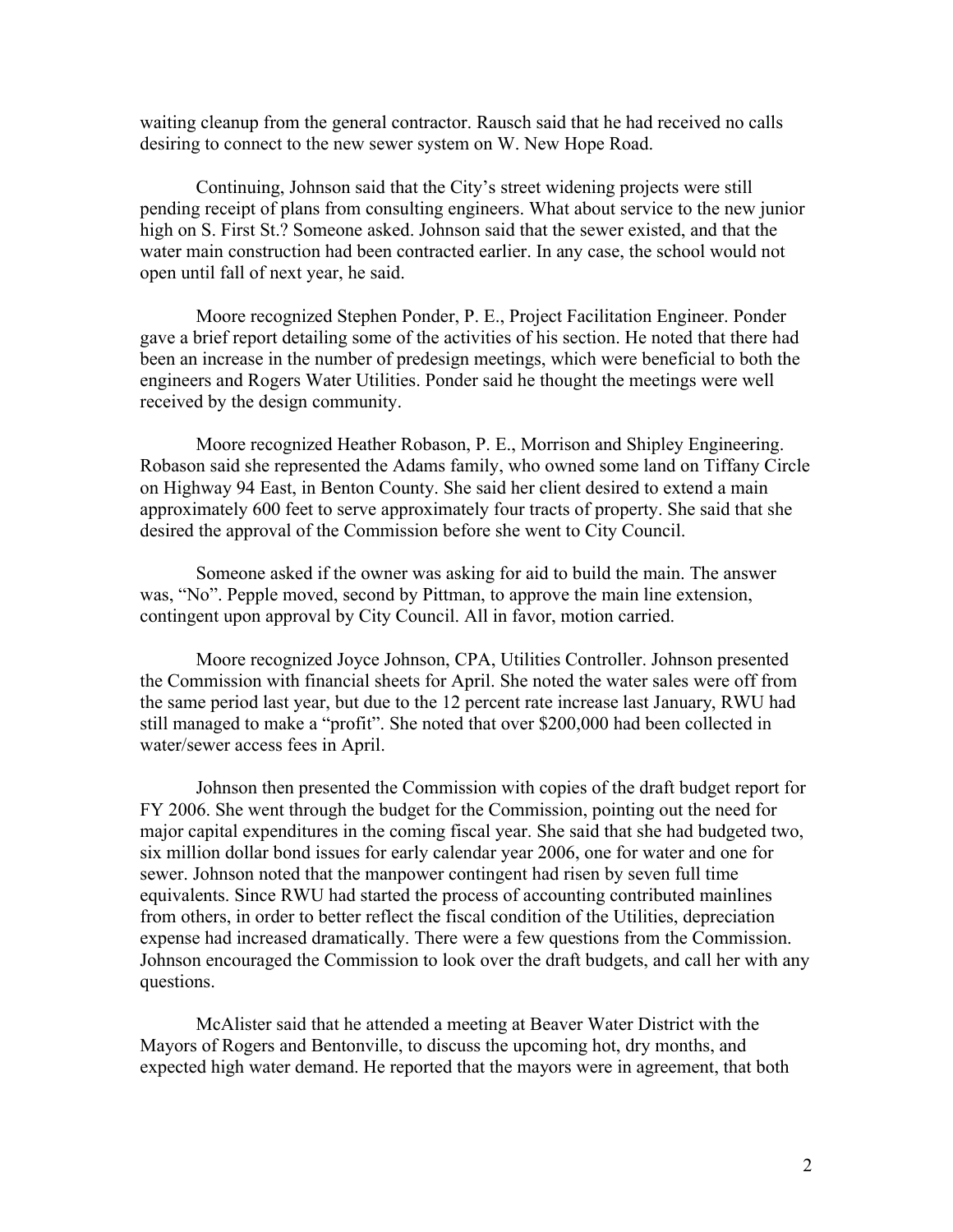waiting cleanup from the general contractor. Rausch said that he had received no calls desiring to connect to the new sewer system on W. New Hope Road.

Continuing, Johnson said that the City's street widening projects were still pending receipt of plans from consulting engineers. What about service to the new junior high on S. First St.? Someone asked. Johnson said that the sewer existed, and that the water main construction had been contracted earlier. In any case, the school would not open until fall of next year, he said.

Moore recognized Stephen Ponder, P. E., Project Facilitation Engineer. Ponder gave a brief report detailing some of the activities of his section. He noted that there had been an increase in the number of predesign meetings, which were beneficial to both the engineers and Rogers Water Utilities. Ponder said he thought the meetings were well received by the design community.

Moore recognized Heather Robason, P. E., Morrison and Shipley Engineering. Robason said she represented the Adams family, who owned some land on Tiffany Circle on Highway 94 East, in Benton County. She said her client desired to extend a main approximately 600 feet to serve approximately four tracts of property. She said that she desired the approval of the Commission before she went to City Council.

Someone asked if the owner was asking for aid to build the main. The answer was, "No". Pepple moved, second by Pittman, to approve the main line extension, contingent upon approval by City Council. All in favor, motion carried.

Moore recognized Joyce Johnson, CPA, Utilities Controller. Johnson presented the Commission with financial sheets for April. She noted the water sales were off from the same period last year, but due to the 12 percent rate increase last January, RWU had still managed to make a "profit". She noted that over $200,000 had been collected in water/sewer access fees in April.

Johnson then presented the Commission with copies of the draft budget report for FY 2006. She went through the budget for the Commission, pointing out the need for major capital expenditures in the coming fiscal year. She said that she had budgeted two, six million dollar bond issues for early calendar year 2006, one for water and one for sewer. Johnson noted that the manpower contingent had risen by seven full time equivalents. Since RWU had started the process of accounting contributed mainlines from others, in order to better reflect the fiscal condition of the Utilities, depreciation expense had increased dramatically. There were a few questions from the Commission. Johnson encouraged the Commission to look over the draft budgets, and call her with any questions.

McAlister said that he attended a meeting at Beaver Water District with the Mayors of Rogers and Bentonville, to discuss the upcoming hot, dry months, and expected high water demand. He reported that the mayors were in agreement, that both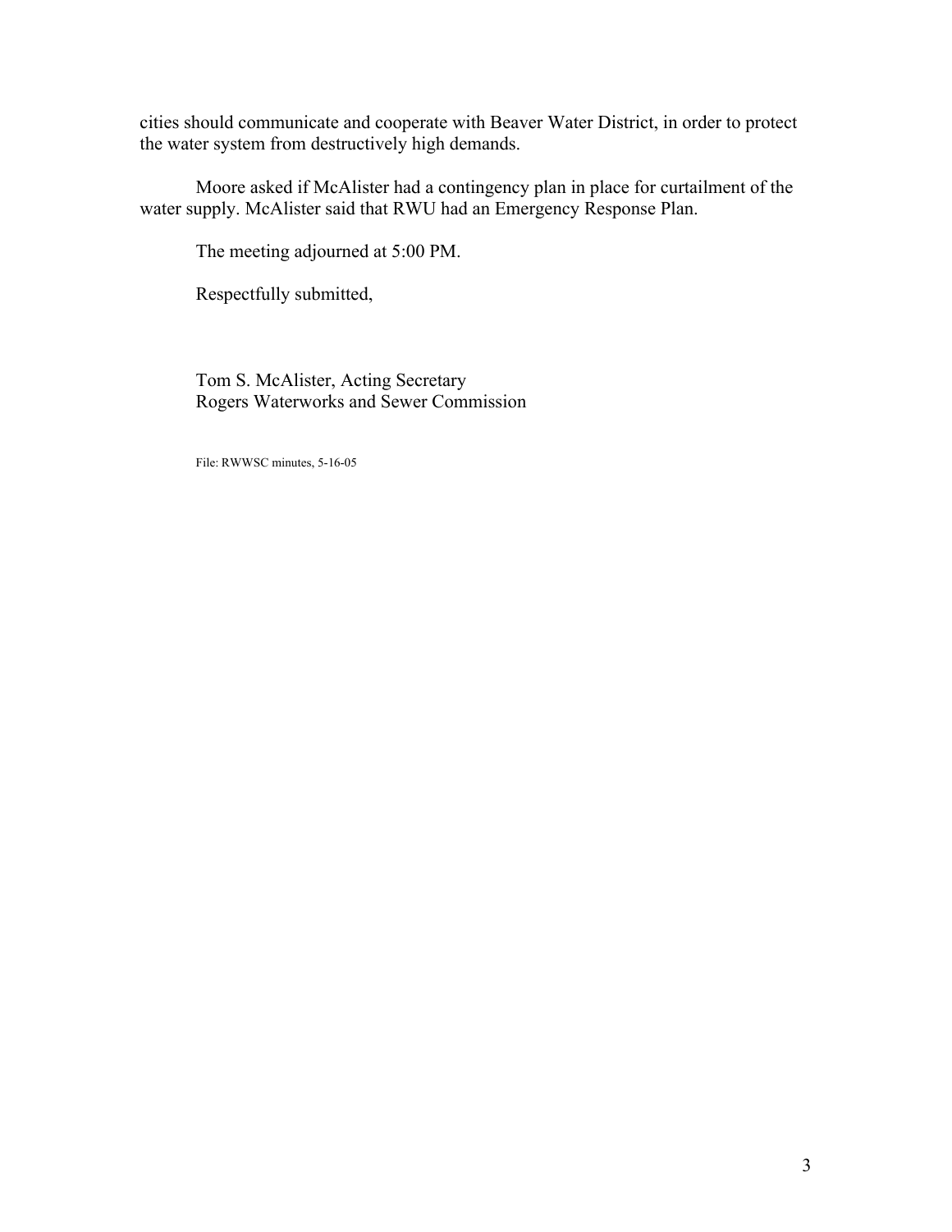cities should communicate and cooperate with Beaver Water District, in order to protect the water system from destructively high demands.

Moore asked if McAlister had a contingency plan in place for curtailment of the water supply. McAlister said that RWU had an Emergency Response Plan.

The meeting adjourned at 5:00 PM.

Respectfully submitted,

Tom S. McAlister, Acting Secretary
Rogers Waterworks and Sewer Commission

File: RWWSC minutes, 5-16-05